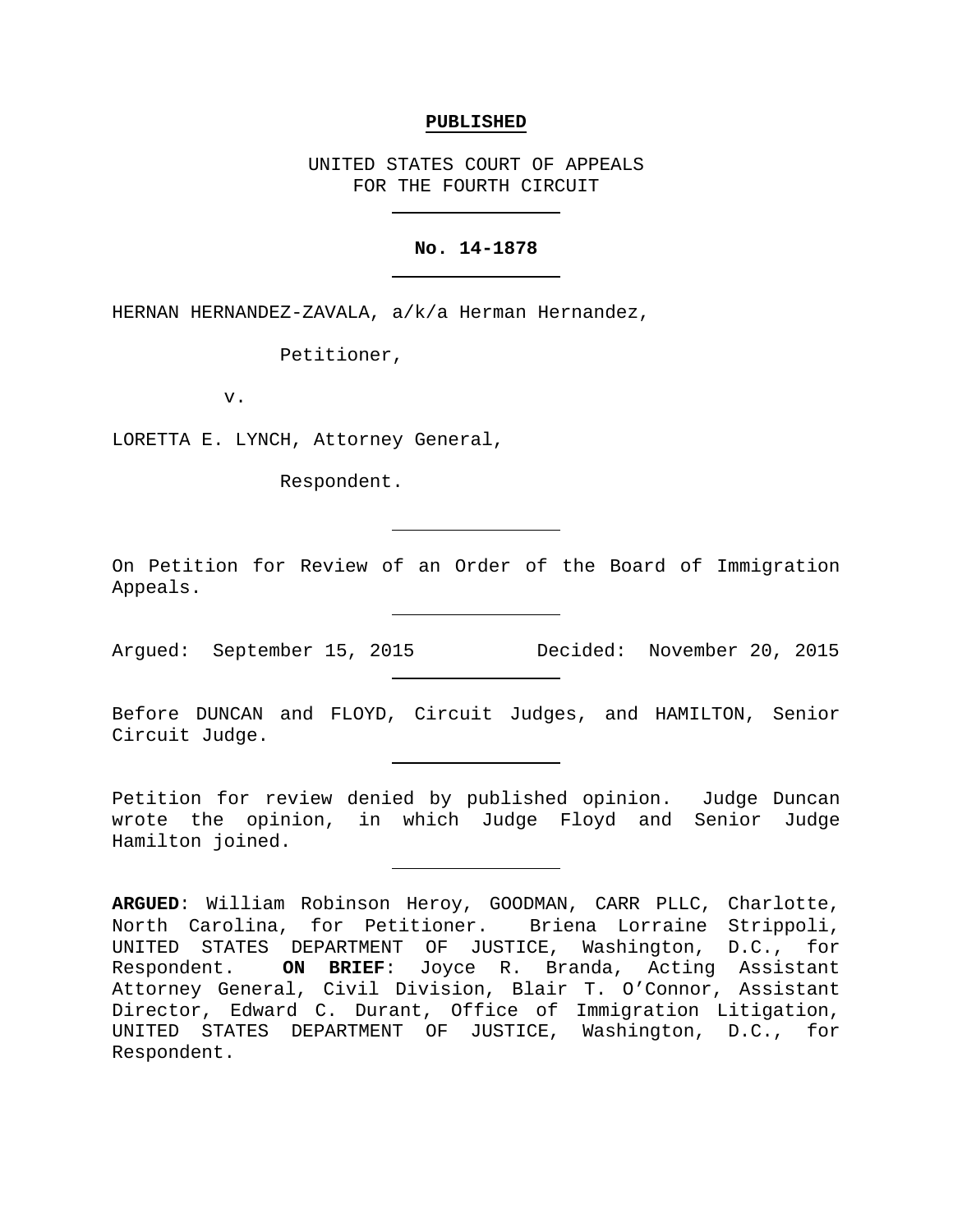**PUBLISHED**

UNITED STATES COURT OF APPEALS
FOR THE FOURTH CIRCUIT

---

**No. 14-1878**

---

HERNAN HERNANDEZ-ZAVALA, a/k/a Herman Hernandez,

Petitioner,

v.

LORETTA E. LYNCH, Attorney General,

Respondent.

---

On Petition for Review of an Order of the Board of Immigration Appeals.

---

Argued: September 15, 2015          Decided: November 20, 2015

---

Before DUNCAN and FLOYD, Circuit Judges, and HAMILTON, Senior Circuit Judge.

---

Petition for review denied by published opinion. Judge Duncan wrote the opinion, in which Judge Floyd and Senior Judge Hamilton joined.

---

**ARGUED**: William Robinson Heroy, GOODMAN, CARR PLLC, Charlotte, North Carolina, for Petitioner. Briena Lorraine Strippoli, UNITED STATES DEPARTMENT OF JUSTICE, Washington, D.C., for Respondent. **ON BRIEF**: Joyce R. Branda, Acting Assistant Attorney General, Civil Division, Blair T. O'Connor, Assistant Director, Edward C. Durant, Office of Immigration Litigation, UNITED STATES DEPARTMENT OF JUSTICE, Washington, D.C., for Respondent.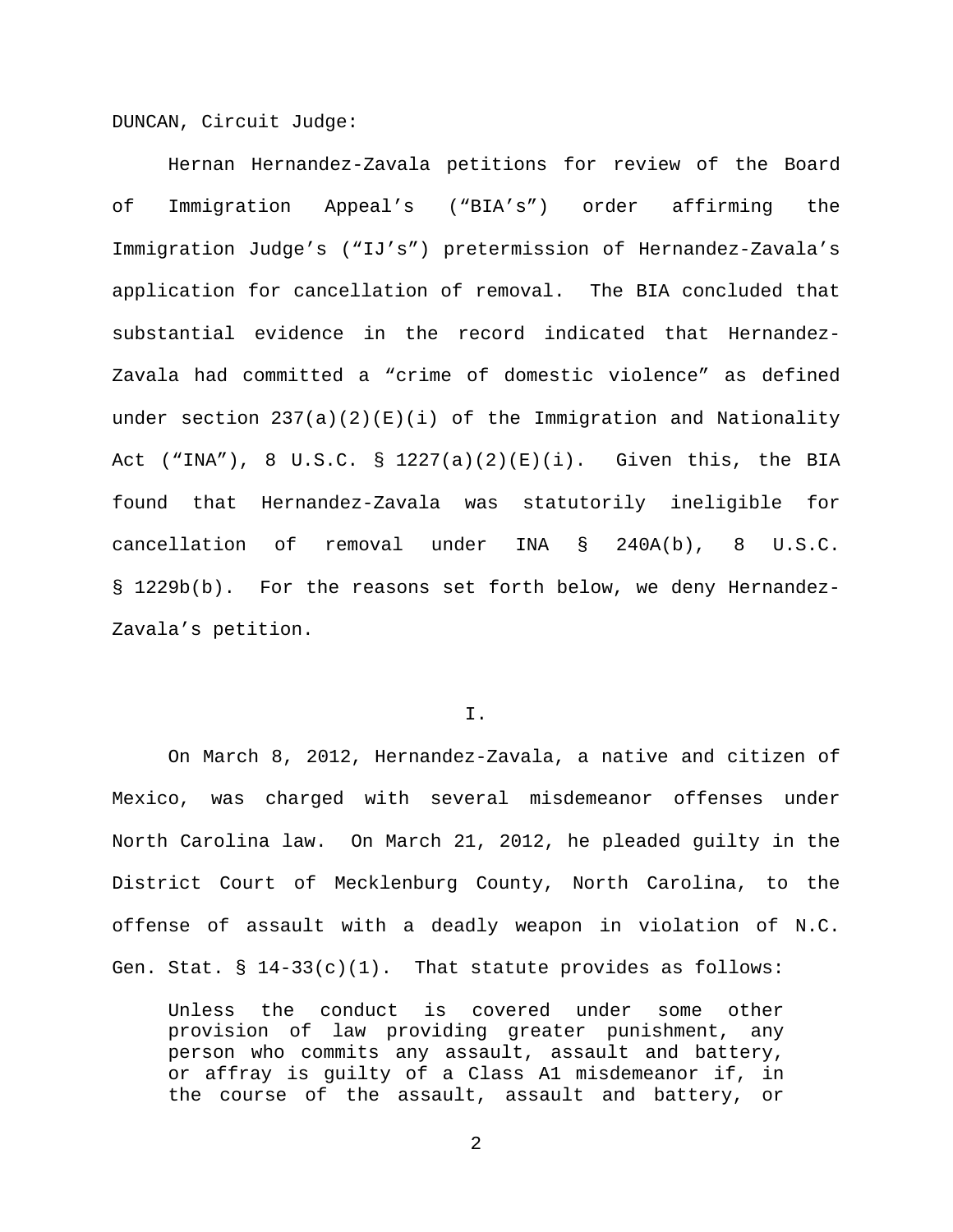DUNCAN, Circuit Judge:

Hernan Hernandez-Zavala petitions for review of the Board of Immigration Appeal's ("BIA's") order affirming the Immigration Judge's ("IJ's") pretermission of Hernandez-Zavala's application for cancellation of removal. The BIA concluded that substantial evidence in the record indicated that Hernandez-Zavala had committed a "crime of domestic violence" as defined under section 237(a)(2)(E)(i) of the Immigration and Nationality Act ("INA"), 8 U.S.C. § 1227(a)(2)(E)(i). Given this, the BIA found that Hernandez-Zavala was statutorily ineligible for cancellation of removal under INA § 240A(b), 8 U.S.C. § 1229b(b). For the reasons set forth below, we deny Hernandez-Zavala's petition.

## I.

On March 8, 2012, Hernandez-Zavala, a native and citizen of Mexico, was charged with several misdemeanor offenses under North Carolina law. On March 21, 2012, he pleaded guilty in the District Court of Mecklenburg County, North Carolina, to the offense of assault with a deadly weapon in violation of N.C. Gen. Stat. § 14-33(c)(1). That statute provides as follows:

> Unless the conduct is covered under some other provision of law providing greater punishment, any person who commits any assault, assault and battery, or affray is guilty of a Class A1 misdemeanor if, in the course of the assault, assault and battery, or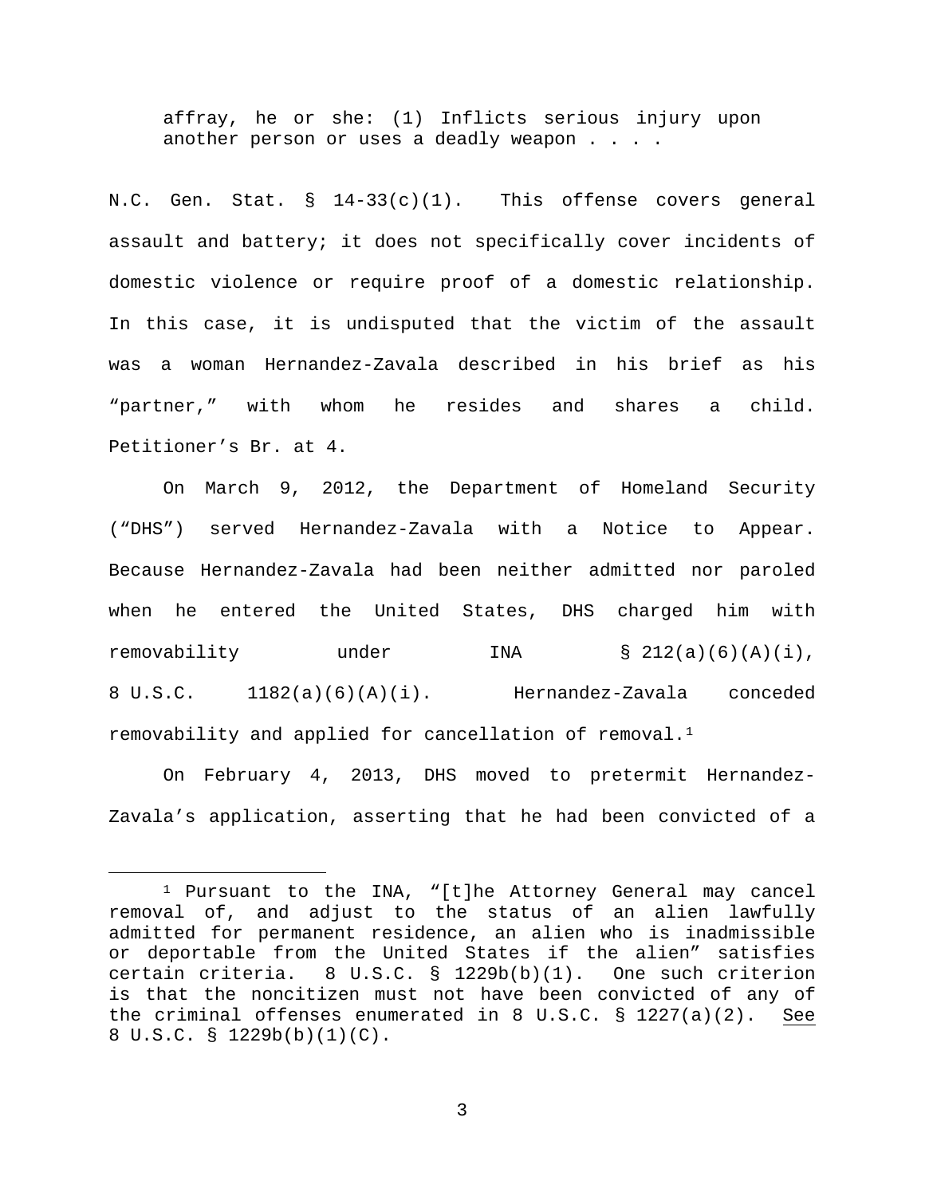> affray, he or she: (1) Inflicts serious injury upon another person or uses a deadly weapon . . . .

N.C. Gen. Stat. § 14-33(c)(1). This offense covers general assault and battery; it does not specifically cover incidents of domestic violence or require proof of a domestic relationship. In this case, it is undisputed that the victim of the assault was a woman Hernandez-Zavala described in his brief as his "partner," with whom he resides and shares a child. Petitioner's Br. at 4.

On March 9, 2012, the Department of Homeland Security ("DHS") served Hernandez-Zavala with a Notice to Appear. Because Hernandez-Zavala had been neither admitted nor paroled when he entered the United States, DHS charged him with removability under INA § 212(a)(6)(A)(i), 8 U.S.C. 1182(a)(6)(A)(i). Hernandez-Zavala conceded removability and applied for cancellation of removal.[1]

On February 4, 2013, DHS moved to pretermit Hernandez-Zavala's application, asserting that he had been convicted of a

[1] Pursuant to the INA, "[t]he Attorney General may cancel removal of, and adjust to the status of an alien lawfully admitted for permanent residence, an alien who is inadmissible or deportable from the United States if the alien" satisfies certain criteria. 8 U.S.C. § 1229b(b)(1). One such criterion is that the noncitizen must not have been convicted of any of the criminal offenses enumerated in 8 U.S.C. § 1227(a)(2). See 8 U.S.C. § 1229b(b)(1)(C).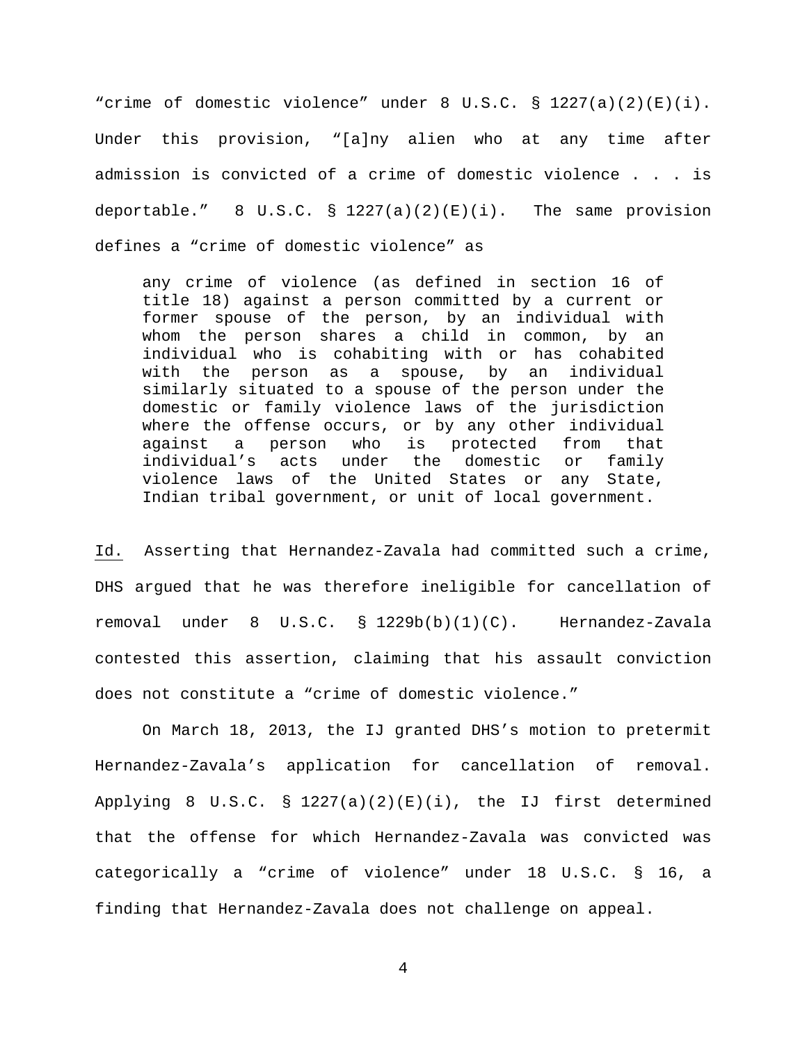"crime of domestic violence" under 8 U.S.C. § 1227(a)(2)(E)(i). Under this provision, "[a]ny alien who at any time after admission is convicted of a crime of domestic violence . . . is deportable." 8 U.S.C. § 1227(a)(2)(E)(i). The same provision defines a "crime of domestic violence" as

> any crime of violence (as defined in section 16 of title 18) against a person committed by a current or former spouse of the person, by an individual with whom the person shares a child in common, by an individual who is cohabiting with or has cohabited with the person as a spouse, by an individual similarly situated to a spouse of the person under the domestic or family violence laws of the jurisdiction where the offense occurs, or by any other individual against a person who is protected from that individual's acts under the domestic or family violence laws of the United States or any State, Indian tribal government, or unit of local government.

Id. Asserting that Hernandez-Zavala had committed such a crime, DHS argued that he was therefore ineligible for cancellation of removal under 8 U.S.C. § 1229b(b)(1)(C). Hernandez-Zavala contested this assertion, claiming that his assault conviction does not constitute a "crime of domestic violence."

On March 18, 2013, the IJ granted DHS's motion to pretermit Hernandez-Zavala's application for cancellation of removal. Applying 8 U.S.C. § 1227(a)(2)(E)(i), the IJ first determined that the offense for which Hernandez-Zavala was convicted was categorically a "crime of violence" under 18 U.S.C. § 16, a finding that Hernandez-Zavala does not challenge on appeal.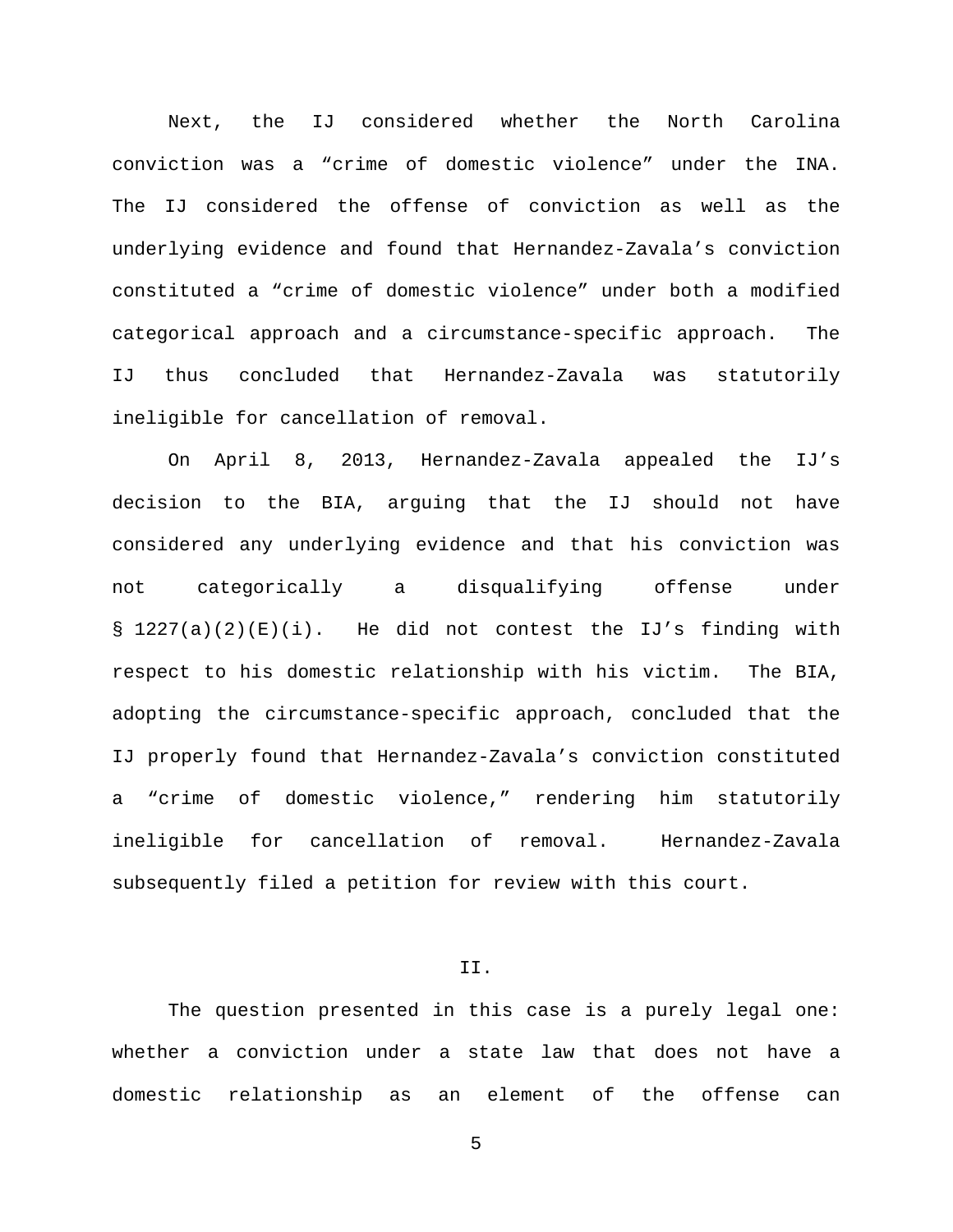Next, the IJ considered whether the North Carolina conviction was a "crime of domestic violence" under the INA. The IJ considered the offense of conviction as well as the underlying evidence and found that Hernandez-Zavala's conviction constituted a "crime of domestic violence" under both a modified categorical approach and a circumstance-specific approach. The IJ thus concluded that Hernandez-Zavala was statutorily ineligible for cancellation of removal.

On April 8, 2013, Hernandez-Zavala appealed the IJ's decision to the BIA, arguing that the IJ should not have considered any underlying evidence and that his conviction was not categorically a disqualifying offense under § 1227(a)(2)(E)(i). He did not contest the IJ's finding with respect to his domestic relationship with his victim. The BIA, adopting the circumstance-specific approach, concluded that the IJ properly found that Hernandez-Zavala's conviction constituted a "crime of domestic violence," rendering him statutorily ineligible for cancellation of removal. Hernandez-Zavala subsequently filed a petition for review with this court.

## II.

The question presented in this case is a purely legal one: whether a conviction under a state law that does not have a domestic relationship as an element of the offense can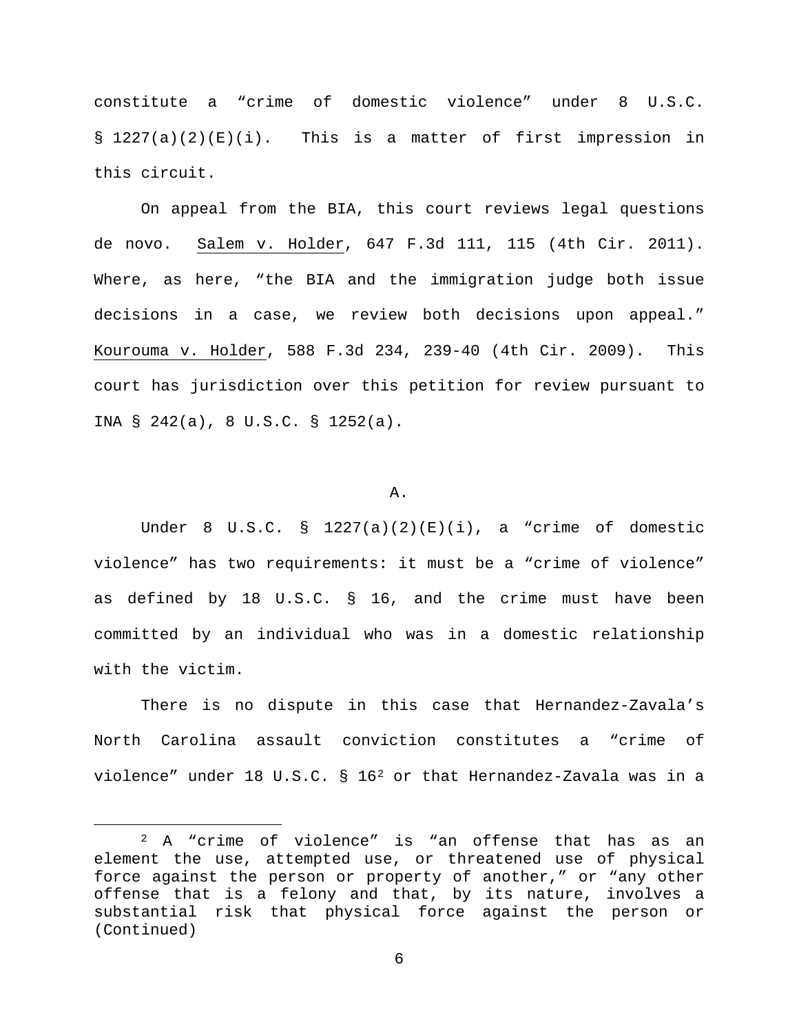constitute a "crime of domestic violence" under 8 U.S.C. § 1227(a)(2)(E)(i). This is a matter of first impression in this circuit.

On appeal from the BIA, this court reviews legal questions de novo. Salem v. Holder, 647 F.3d 111, 115 (4th Cir. 2011). Where, as here, "the BIA and the immigration judge both issue decisions in a case, we review both decisions upon appeal." Kourouma v. Holder, 588 F.3d 234, 239-40 (4th Cir. 2009). This court has jurisdiction over this petition for review pursuant to INA § 242(a), 8 U.S.C. § 1252(a).

### A.

Under 8 U.S.C. § 1227(a)(2)(E)(i), a "crime of domestic violence" has two requirements: it must be a "crime of violence" as defined by 18 U.S.C. § 16, and the crime must have been committed by an individual who was in a domestic relationship with the victim.

There is no dispute in this case that Hernandez-Zavala's North Carolina assault conviction constitutes a "crime of violence" under 18 U.S.C. § 16[2] or that Hernandez-Zavala was in a

[2] A "crime of violence" is "an offense that has as an element the use, attempted use, or threatened use of physical force against the person or property of another," or "any other offense that is a felony and that, by its nature, involves a substantial risk that physical force against the person or (Continued)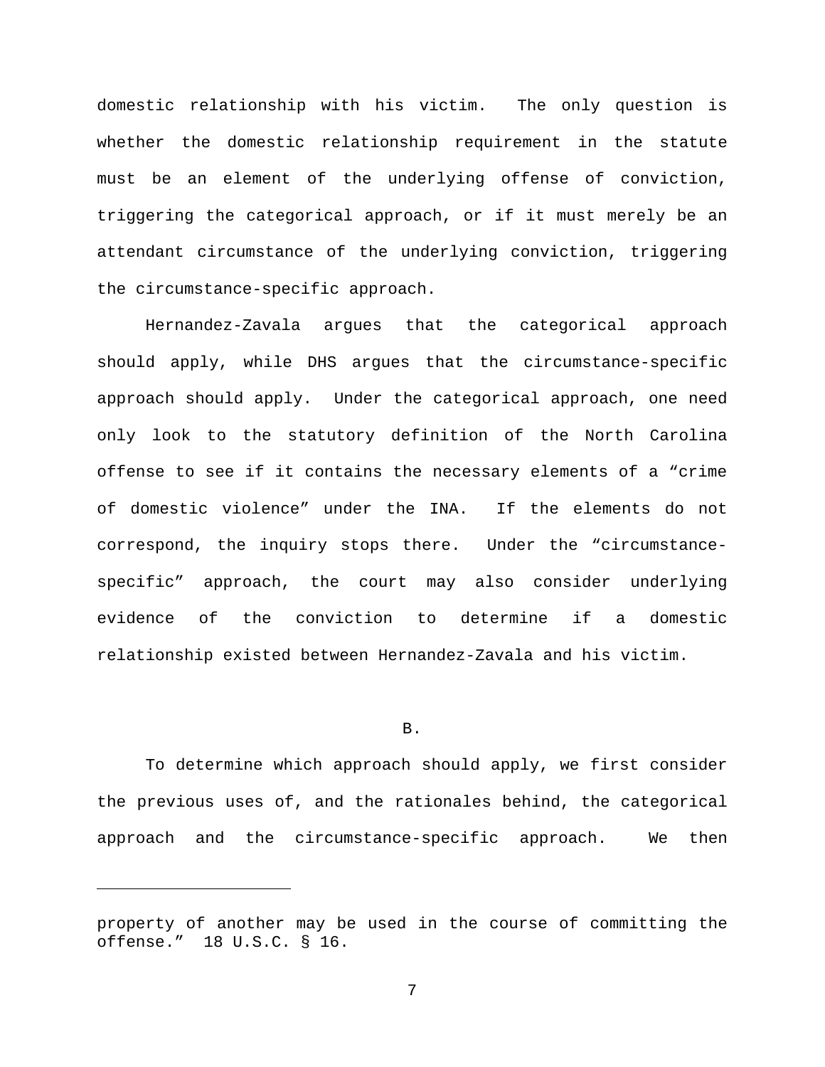domestic relationship with his victim. The only question is whether the domestic relationship requirement in the statute must be an element of the underlying offense of conviction, triggering the categorical approach, or if it must merely be an attendant circumstance of the underlying conviction, triggering the circumstance-specific approach.

Hernandez-Zavala argues that the categorical approach should apply, while DHS argues that the circumstance-specific approach should apply. Under the categorical approach, one need only look to the statutory definition of the North Carolina offense to see if it contains the necessary elements of a "crime of domestic violence" under the INA. If the elements do not correspond, the inquiry stops there. Under the "circumstance-specific" approach, the court may also consider underlying evidence of the conviction to determine if a domestic relationship existed between Hernandez-Zavala and his victim.

B.

To determine which approach should apply, we first consider the previous uses of, and the rationales behind, the categorical approach and the circumstance-specific approach. We then

---

property of another may be used in the course of committing the offense." 18 U.S.C. § 16.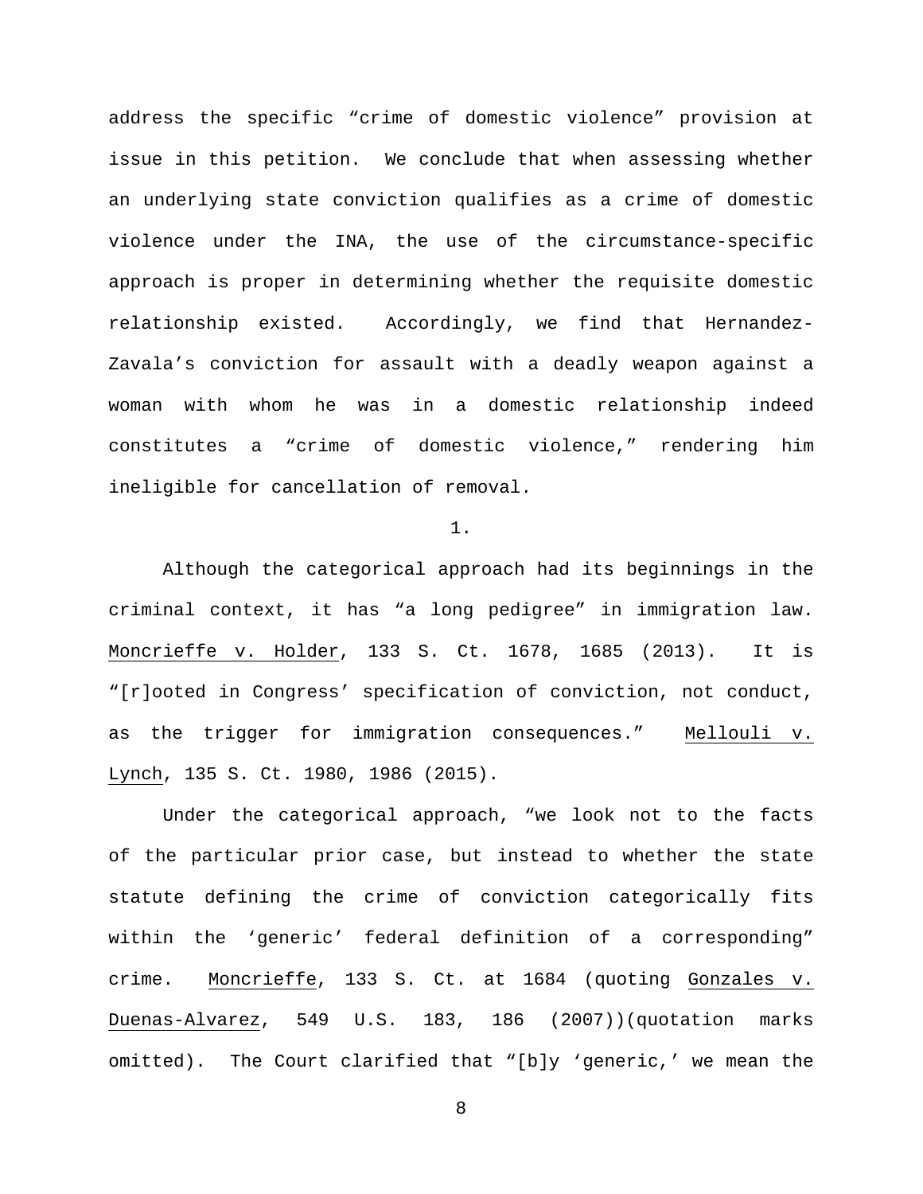address the specific "crime of domestic violence" provision at issue in this petition. We conclude that when assessing whether an underlying state conviction qualifies as a crime of domestic violence under the INA, the use of the circumstance-specific approach is proper in determining whether the requisite domestic relationship existed. Accordingly, we find that Hernandez-Zavala's conviction for assault with a deadly weapon against a woman with whom he was in a domestic relationship indeed constitutes a "crime of domestic violence," rendering him ineligible for cancellation of removal.

1.

Although the categorical approach had its beginnings in the criminal context, it has "a long pedigree" in immigration law. Moncrieffe v. Holder, 133 S. Ct. 1678, 1685 (2013). It is "[r]ooted in Congress' specification of conviction, not conduct, as the trigger for immigration consequences." Mellouli v. Lynch, 135 S. Ct. 1980, 1986 (2015).

Under the categorical approach, "we look not to the facts of the particular prior case, but instead to whether the state statute defining the crime of conviction categorically fits within the 'generic' federal definition of a corresponding" crime. Moncrieffe, 133 S. Ct. at 1684 (quoting Gonzales v. Duenas-Alvarez, 549 U.S. 183, 186 (2007))(quotation marks omitted). The Court clarified that "[b]y 'generic,' we mean the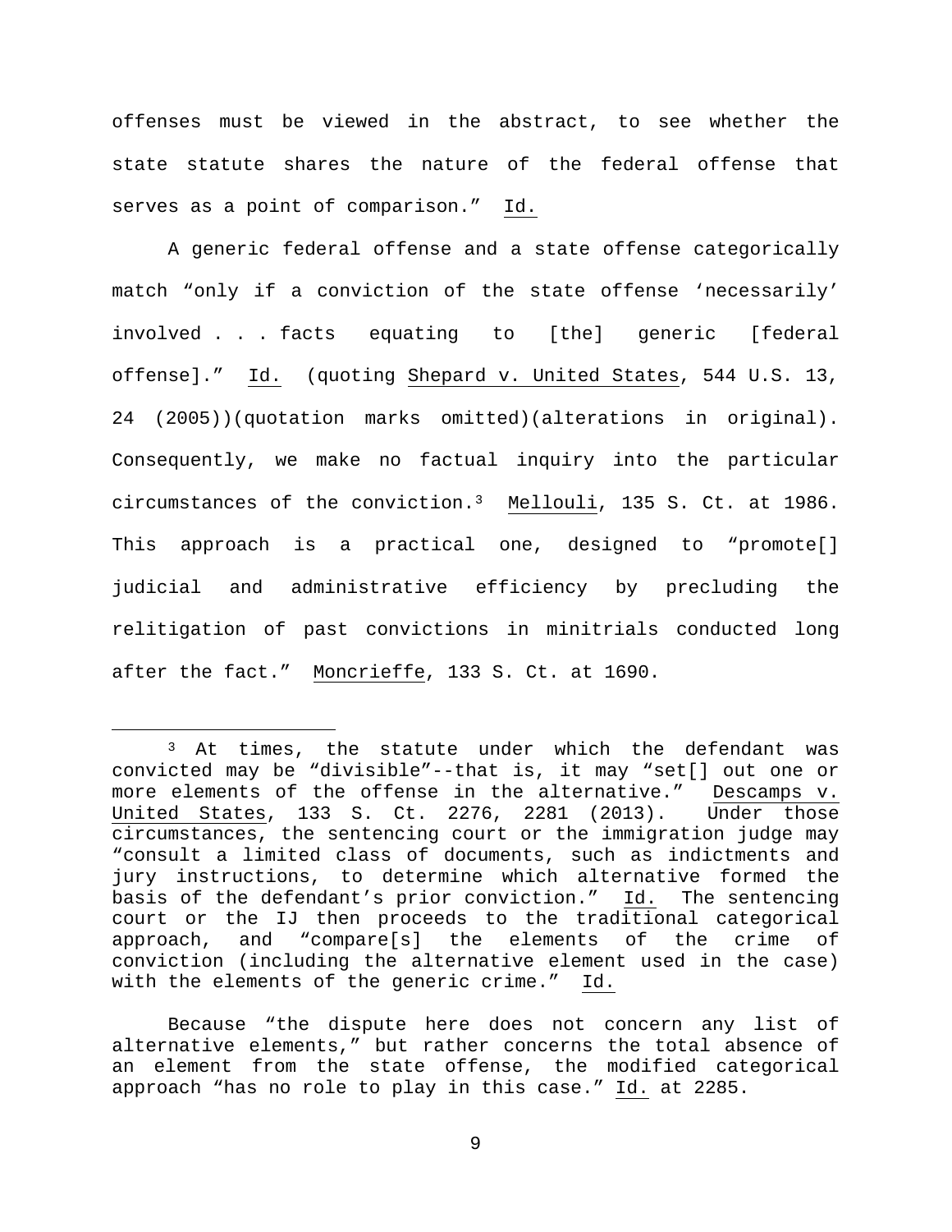offenses must be viewed in the abstract, to see whether the state statute shares the nature of the federal offense that serves as a point of comparison." Id.

A generic federal offense and a state offense categorically match "only if a conviction of the state offense 'necessarily' involved . . . facts equating to [the] generic [federal offense]." Id. (quoting Shepard v. United States, 544 U.S. 13, 24 (2005))(quotation marks omitted)(alterations in original). Consequently, we make no factual inquiry into the particular circumstances of the conviction.[3] Mellouli, 135 S. Ct. at 1986. This approach is a practical one, designed to "promote[] judicial and administrative efficiency by precluding the relitigation of past convictions in minitrials conducted long after the fact." Moncrieffe, 133 S. Ct. at 1690.

---

[3] At times, the statute under which the defendant was convicted may be "divisible"--that is, it may "set[] out one or more elements of the offense in the alternative." Descamps v. United States, 133 S. Ct. 2276, 2281 (2013). Under those circumstances, the sentencing court or the immigration judge may "consult a limited class of documents, such as indictments and jury instructions, to determine which alternative formed the basis of the defendant's prior conviction." Id. The sentencing court or the IJ then proceeds to the traditional categorical approach, and "compare[s] the elements of the crime of conviction (including the alternative element used in the case) with the elements of the generic crime." Id.

Because "the dispute here does not concern any list of alternative elements," but rather concerns the total absence of an element from the state offense, the modified categorical approach "has no role to play in this case." Id. at 2285.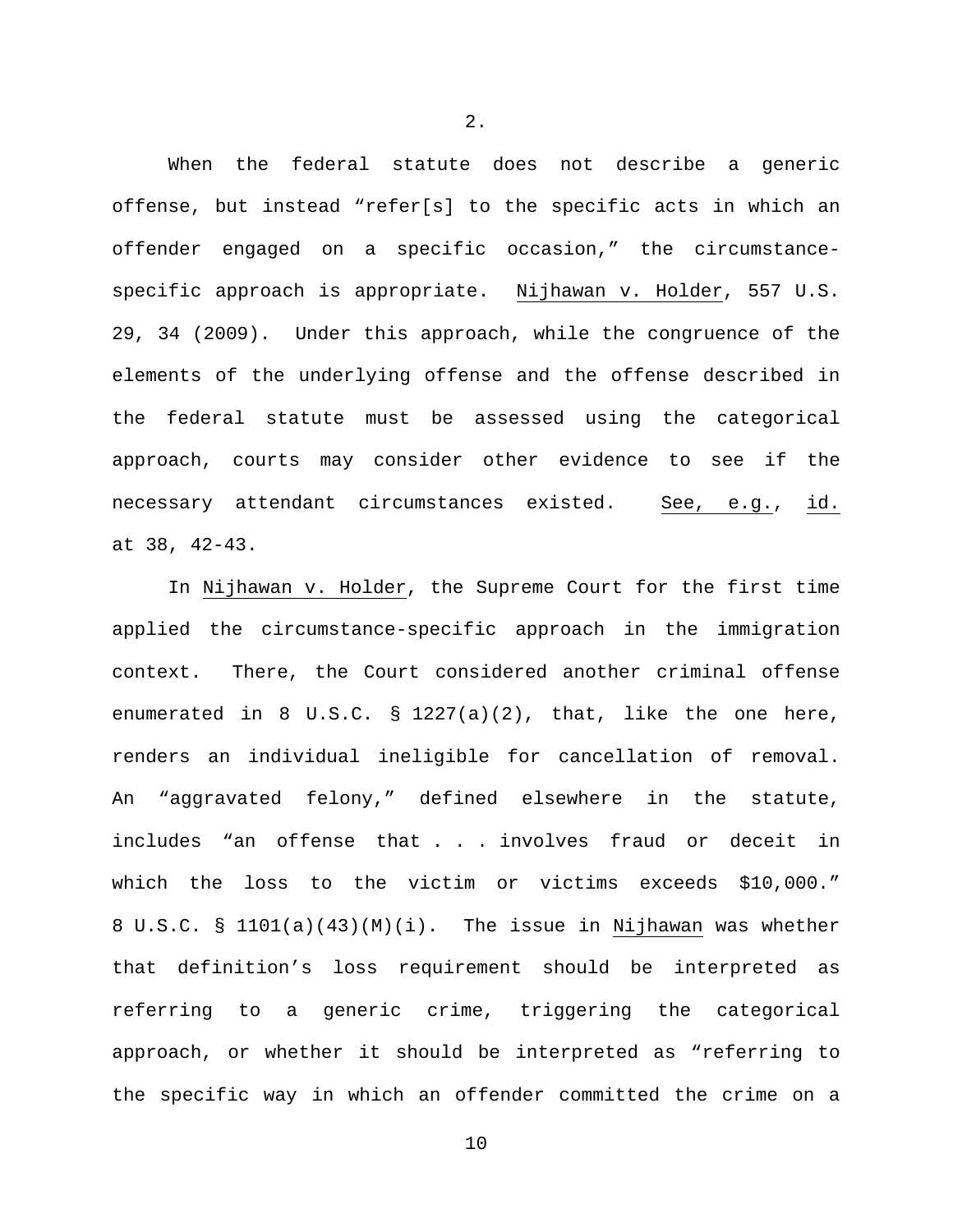2.

When the federal statute does not describe a generic offense, but instead "refer[s] to the specific acts in which an offender engaged on a specific occasion," the circumstance-specific approach is appropriate. Nijhawan v. Holder, 557 U.S. 29, 34 (2009). Under this approach, while the congruence of the elements of the underlying offense and the offense described in the federal statute must be assessed using the categorical approach, courts may consider other evidence to see if the necessary attendant circumstances existed. See, e.g., id. at 38, 42-43.

In Nijhawan v. Holder, the Supreme Court for the first time applied the circumstance-specific approach in the immigration context. There, the Court considered another criminal offense enumerated in 8 U.S.C. § 1227(a)(2), that, like the one here, renders an individual ineligible for cancellation of removal. An "aggravated felony," defined elsewhere in the statute, includes "an offense that . . . involves fraud or deceit in which the loss to the victim or victims exceeds $10,000." 8 U.S.C. § 1101(a)(43)(M)(i). The issue in Nijhawan was whether that definition's loss requirement should be interpreted as referring to a generic crime, triggering the categorical approach, or whether it should be interpreted as "referring to the specific way in which an offender committed the crime on a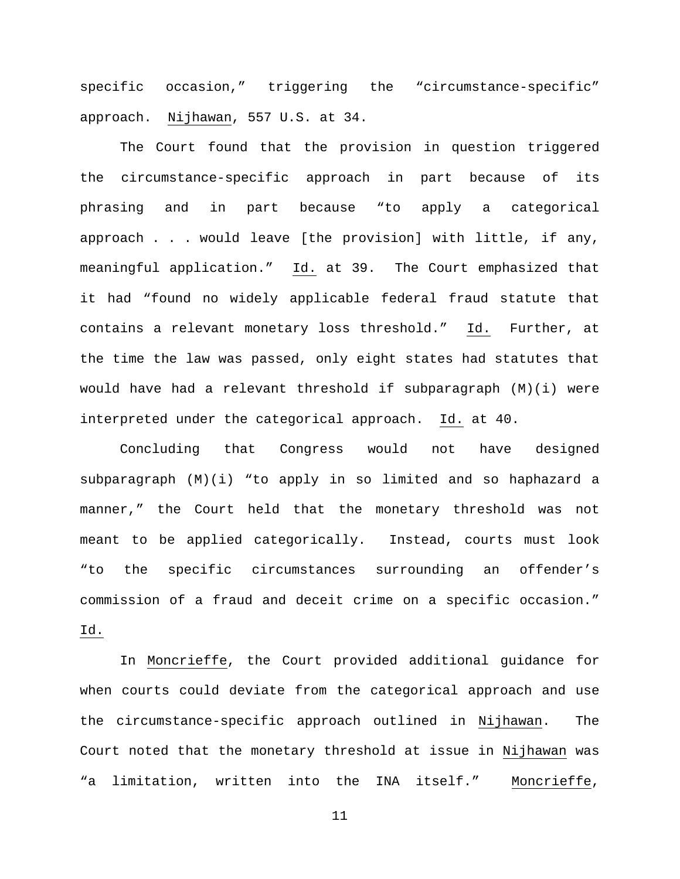specific occasion," triggering the "circumstance-specific" approach. Nijhawan, 557 U.S. at 34.

The Court found that the provision in question triggered the circumstance-specific approach in part because of its phrasing and in part because "to apply a categorical approach . . . would leave [the provision] with little, if any, meaningful application." Id. at 39. The Court emphasized that it had "found no widely applicable federal fraud statute that contains a relevant monetary loss threshold." Id. Further, at the time the law was passed, only eight states had statutes that would have had a relevant threshold if subparagraph (M)(i) were interpreted under the categorical approach. Id. at 40.

Concluding that Congress would not have designed subparagraph (M)(i) "to apply in so limited and so haphazard a manner," the Court held that the monetary threshold was not meant to be applied categorically. Instead, courts must look "to the specific circumstances surrounding an offender's commission of a fraud and deceit crime on a specific occasion." Id.

In Moncrieffe, the Court provided additional guidance for when courts could deviate from the categorical approach and use the circumstance-specific approach outlined in Nijhawan. The Court noted that the monetary threshold at issue in Nijhawan was "a limitation, written into the INA itself." Moncrieffe,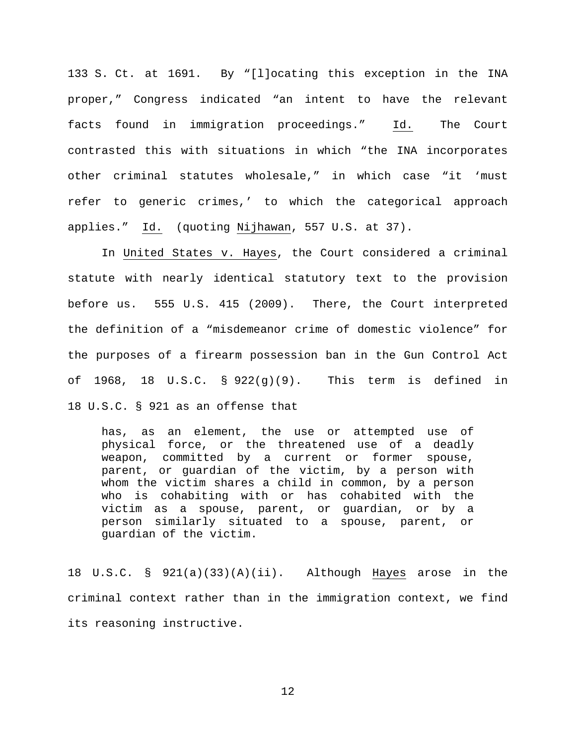133 S. Ct. at 1691. By "[l]ocating this exception in the INA proper," Congress indicated "an intent to have the relevant facts found in immigration proceedings." Id. The Court contrasted this with situations in which "the INA incorporates other criminal statutes wholesale," in which case "it 'must refer to generic crimes,' to which the categorical approach applies." Id. (quoting Nijhawan, 557 U.S. at 37).

In United States v. Hayes, the Court considered a criminal statute with nearly identical statutory text to the provision before us. 555 U.S. 415 (2009). There, the Court interpreted the definition of a "misdemeanor crime of domestic violence" for the purposes of a firearm possession ban in the Gun Control Act of 1968, 18 U.S.C. § 922(g)(9). This term is defined in 18 U.S.C. § 921 as an offense that

> has, as an element, the use or attempted use of physical force, or the threatened use of a deadly weapon, committed by a current or former spouse, parent, or guardian of the victim, by a person with whom the victim shares a child in common, by a person who is cohabiting with or has cohabited with the victim as a spouse, parent, or guardian, or by a person similarly situated to a spouse, parent, or guardian of the victim.

18 U.S.C. § 921(a)(33)(A)(ii). Although Hayes arose in the criminal context rather than in the immigration context, we find its reasoning instructive.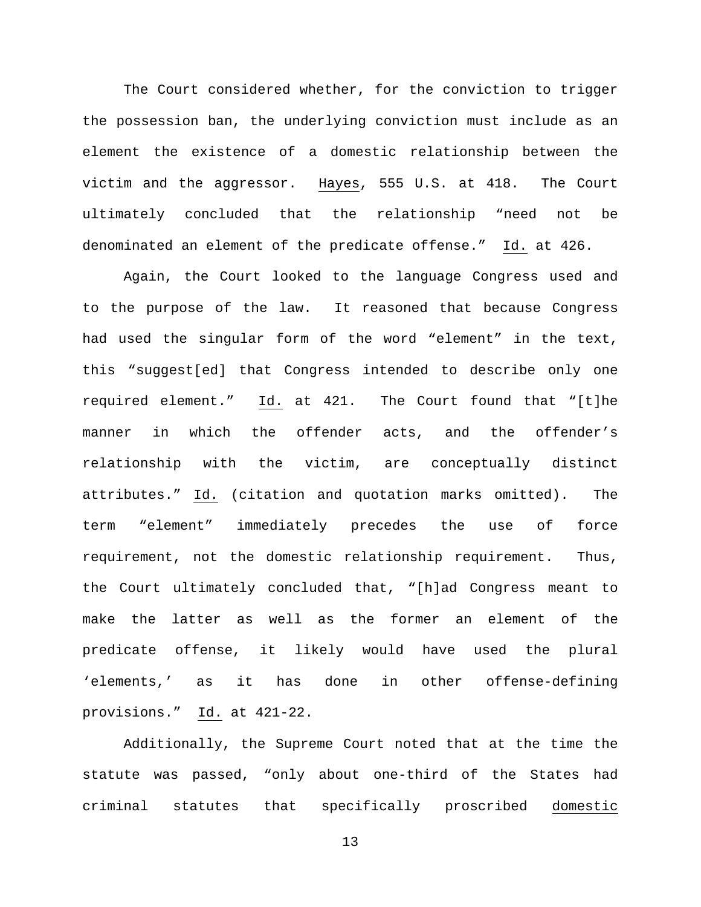The Court considered whether, for the conviction to trigger the possession ban, the underlying conviction must include as an element the existence of a domestic relationship between the victim and the aggressor. Hayes, 555 U.S. at 418. The Court ultimately concluded that the relationship "need not be denominated an element of the predicate offense." Id. at 426.

Again, the Court looked to the language Congress used and to the purpose of the law. It reasoned that because Congress had used the singular form of the word "element" in the text, this "suggest[ed] that Congress intended to describe only one required element." Id. at 421. The Court found that "[t]he manner in which the offender acts, and the offender's relationship with the victim, are conceptually distinct attributes." Id. (citation and quotation marks omitted). The term "element" immediately precedes the use of force requirement, not the domestic relationship requirement. Thus, the Court ultimately concluded that, "[h]ad Congress meant to make the latter as well as the former an element of the predicate offense, it likely would have used the plural 'elements,' as it has done in other offense-defining provisions." Id. at 421-22.

Additionally, the Supreme Court noted that at the time the statute was passed, "only about one-third of the States had criminal statutes that specifically proscribed domestic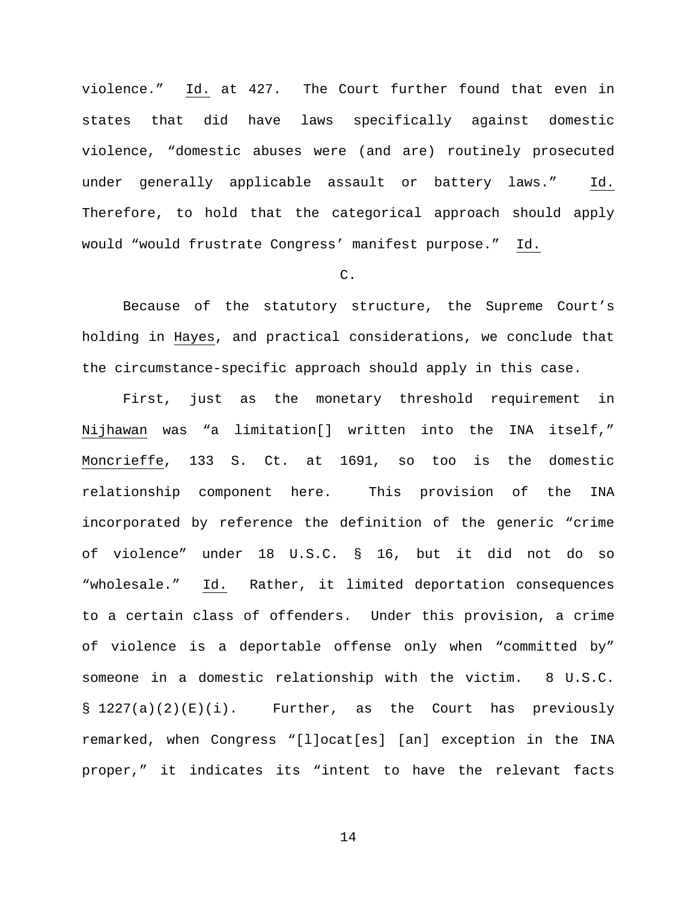violence." Id. at 427. The Court further found that even in states that did have laws specifically against domestic violence, "domestic abuses were (and are) routinely prosecuted under generally applicable assault or battery laws." Id. Therefore, to hold that the categorical approach should apply would "would frustrate Congress' manifest purpose." Id.

C.

Because of the statutory structure, the Supreme Court's holding in Hayes, and practical considerations, we conclude that the circumstance-specific approach should apply in this case.

First, just as the monetary threshold requirement in Nijhawan was "a limitation[] written into the INA itself," Moncrieffe, 133 S. Ct. at 1691, so too is the domestic relationship component here. This provision of the INA incorporated by reference the definition of the generic "crime of violence" under 18 U.S.C. § 16, but it did not do so "wholesale." Id. Rather, it limited deportation consequences to a certain class of offenders. Under this provision, a crime of violence is a deportable offense only when "committed by" someone in a domestic relationship with the victim. 8 U.S.C. § 1227(a)(2)(E)(i). Further, as the Court has previously remarked, when Congress "[l]ocat[es] [an] exception in the INA proper," it indicates its "intent to have the relevant facts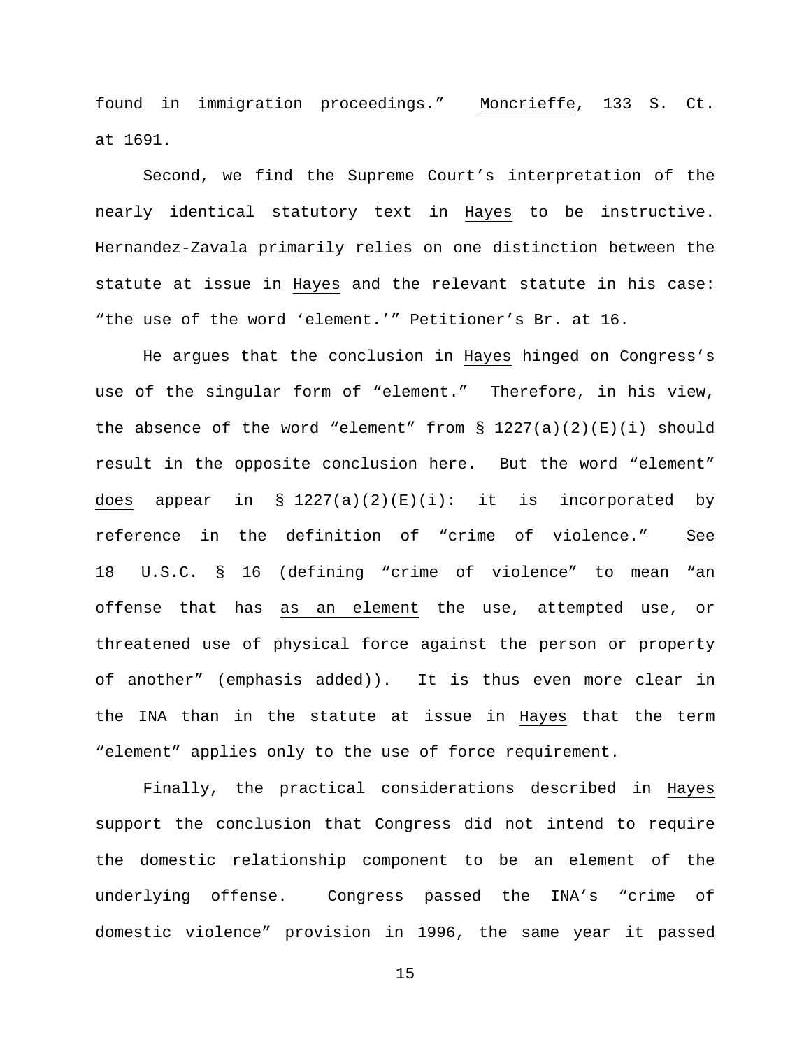found in immigration proceedings." Moncrieffe, 133 S. Ct. at 1691.

Second, we find the Supreme Court's interpretation of the nearly identical statutory text in Hayes to be instructive. Hernandez-Zavala primarily relies on one distinction between the statute at issue in Hayes and the relevant statute in his case: "the use of the word 'element.'" Petitioner's Br. at 16.

He argues that the conclusion in Hayes hinged on Congress's use of the singular form of "element." Therefore, in his view, the absence of the word "element" from § 1227(a)(2)(E)(i) should result in the opposite conclusion here. But the word "element" does appear in § 1227(a)(2)(E)(i): it is incorporated by reference in the definition of "crime of violence." See 18 U.S.C. § 16 (defining "crime of violence" to mean "an offense that has as an element the use, attempted use, or threatened use of physical force against the person or property of another" (emphasis added)). It is thus even more clear in the INA than in the statute at issue in Hayes that the term "element" applies only to the use of force requirement.

Finally, the practical considerations described in Hayes support the conclusion that Congress did not intend to require the domestic relationship component to be an element of the underlying offense. Congress passed the INA's "crime of domestic violence" provision in 1996, the same year it passed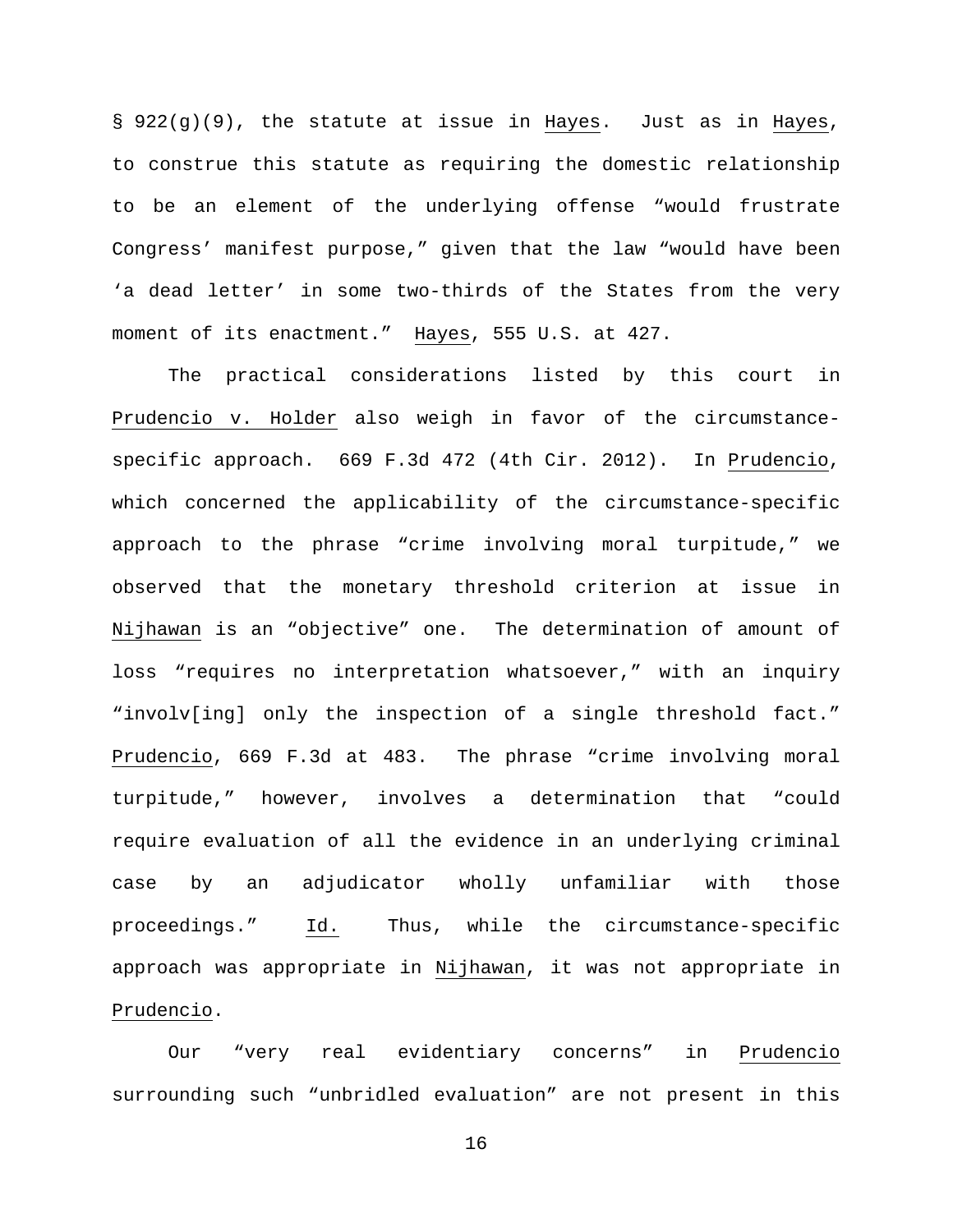§ 922(g)(9), the statute at issue in Hayes. Just as in Hayes, to construe this statute as requiring the domestic relationship to be an element of the underlying offense "would frustrate Congress' manifest purpose," given that the law "would have been 'a dead letter' in some two-thirds of the States from the very moment of its enactment." Hayes, 555 U.S. at 427.

The practical considerations listed by this court in Prudencio v. Holder also weigh in favor of the circumstance-specific approach. 669 F.3d 472 (4th Cir. 2012). In Prudencio, which concerned the applicability of the circumstance-specific approach to the phrase "crime involving moral turpitude," we observed that the monetary threshold criterion at issue in Nijhawan is an "objective" one. The determination of amount of loss "requires no interpretation whatsoever," with an inquiry "involv[ing] only the inspection of a single threshold fact." Prudencio, 669 F.3d at 483. The phrase "crime involving moral turpitude," however, involves a determination that "could require evaluation of all the evidence in an underlying criminal case by an adjudicator wholly unfamiliar with those proceedings." Id. Thus, while the circumstance-specific approach was appropriate in Nijhawan, it was not appropriate in Prudencio.

Our "very real evidentiary concerns" in Prudencio surrounding such "unbridled evaluation" are not present in this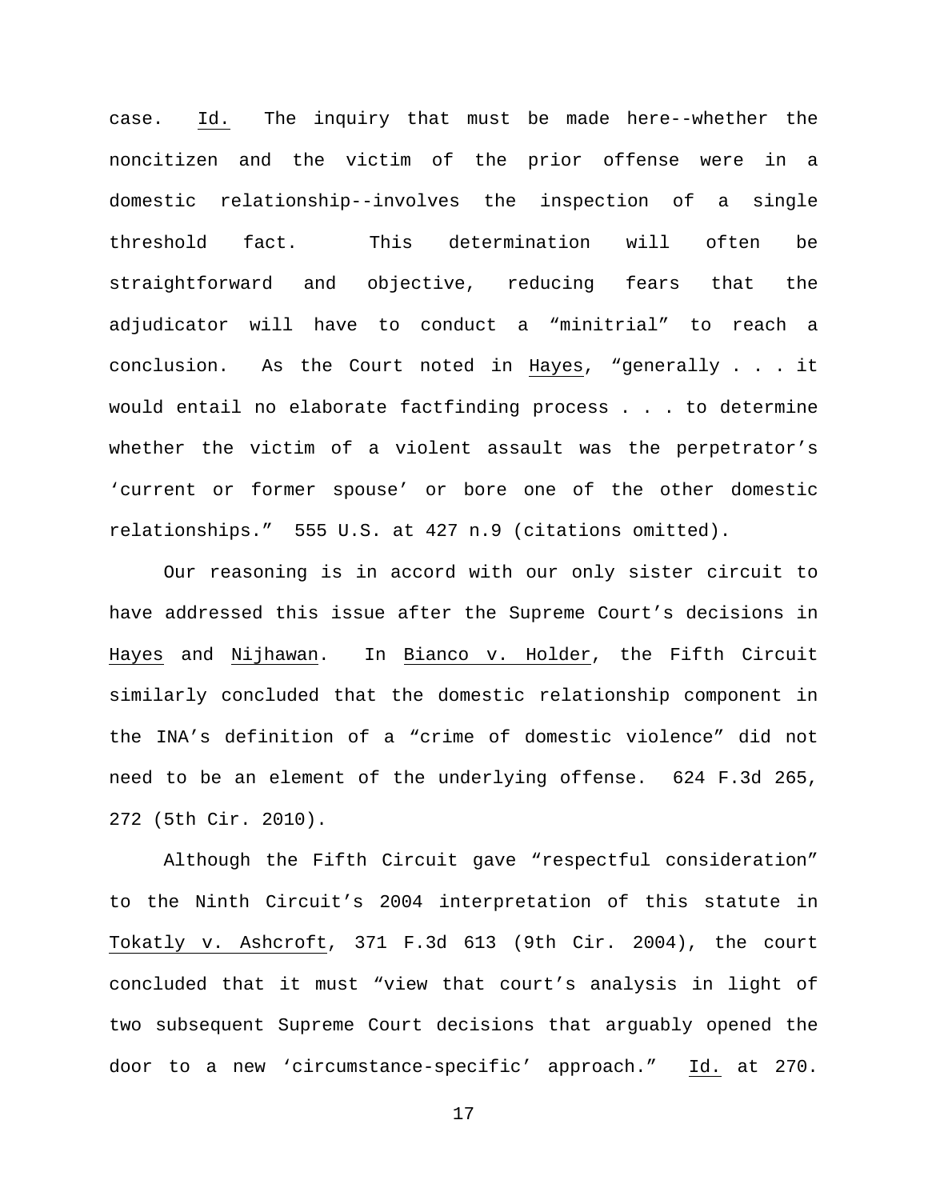case. Id. The inquiry that must be made here--whether the noncitizen and the victim of the prior offense were in a domestic relationship--involves the inspection of a single threshold fact. This determination will often be straightforward and objective, reducing fears that the adjudicator will have to conduct a "minitrial" to reach a conclusion. As the Court noted in Hayes, "generally . . . it would entail no elaborate factfinding process . . . to determine whether the victim of a violent assault was the perpetrator's 'current or former spouse' or bore one of the other domestic relationships." 555 U.S. at 427 n.9 (citations omitted).

Our reasoning is in accord with our only sister circuit to have addressed this issue after the Supreme Court's decisions in Hayes and Nijhawan. In Bianco v. Holder, the Fifth Circuit similarly concluded that the domestic relationship component in the INA's definition of a "crime of domestic violence" did not need to be an element of the underlying offense. 624 F.3d 265, 272 (5th Cir. 2010).

Although the Fifth Circuit gave "respectful consideration" to the Ninth Circuit's 2004 interpretation of this statute in Tokatly v. Ashcroft, 371 F.3d 613 (9th Cir. 2004), the court concluded that it must "view that court's analysis in light of two subsequent Supreme Court decisions that arguably opened the door to a new 'circumstance-specific' approach." Id. at 270.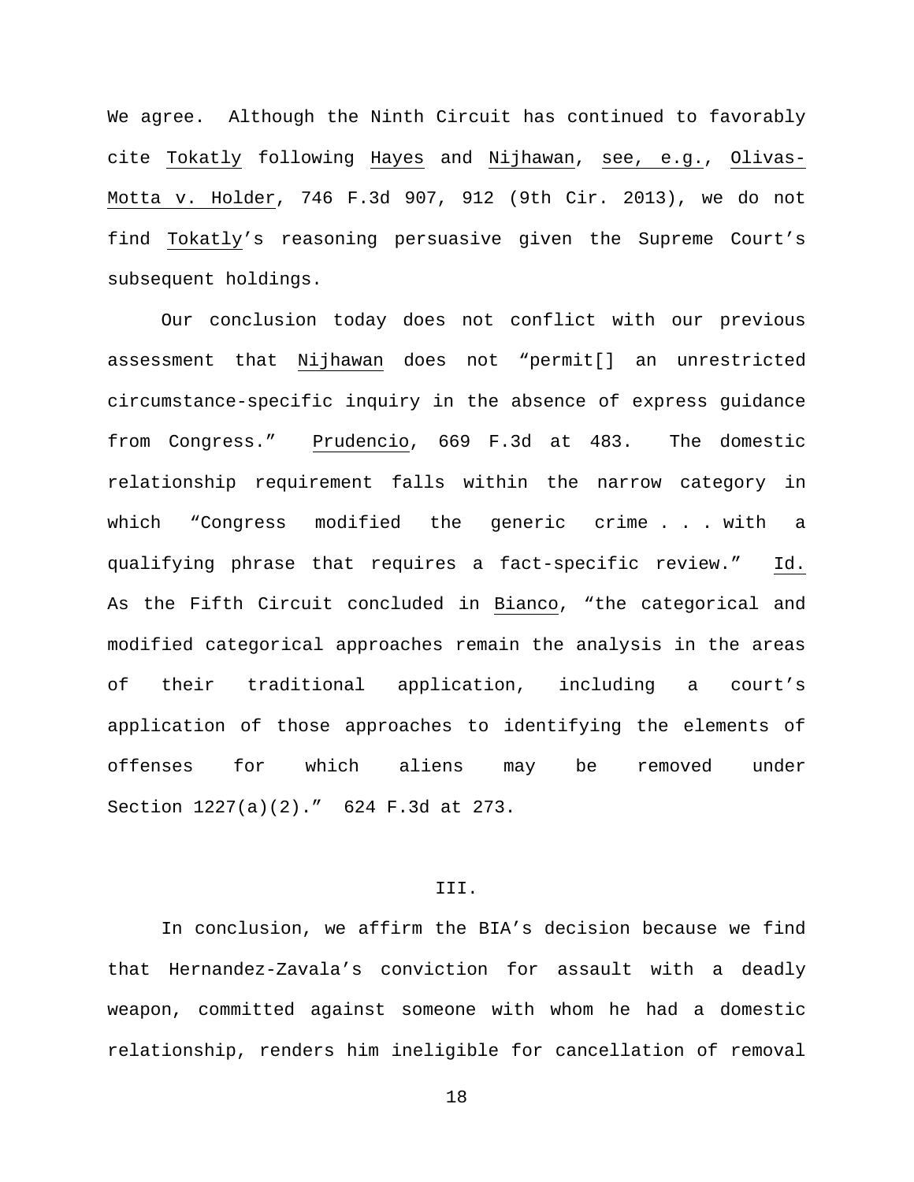We agree. Although the Ninth Circuit has continued to favorably cite Tokatly following Hayes and Nijhawan, see, e.g., Olivas-Motta v. Holder, 746 F.3d 907, 912 (9th Cir. 2013), we do not find Tokatly's reasoning persuasive given the Supreme Court's subsequent holdings.

Our conclusion today does not conflict with our previous assessment that Nijhawan does not "permit[] an unrestricted circumstance-specific inquiry in the absence of express guidance from Congress." Prudencio, 669 F.3d at 483. The domestic relationship requirement falls within the narrow category in which "Congress modified the generic crime . . . with a qualifying phrase that requires a fact-specific review." Id. As the Fifth Circuit concluded in Bianco, "the categorical and modified categorical approaches remain the analysis in the areas of their traditional application, including a court's application of those approaches to identifying the elements of offenses for which aliens may be removed under Section 1227(a)(2)." 624 F.3d at 273.

## III.

In conclusion, we affirm the BIA's decision because we find that Hernandez-Zavala's conviction for assault with a deadly weapon, committed against someone with whom he had a domestic relationship, renders him ineligible for cancellation of removal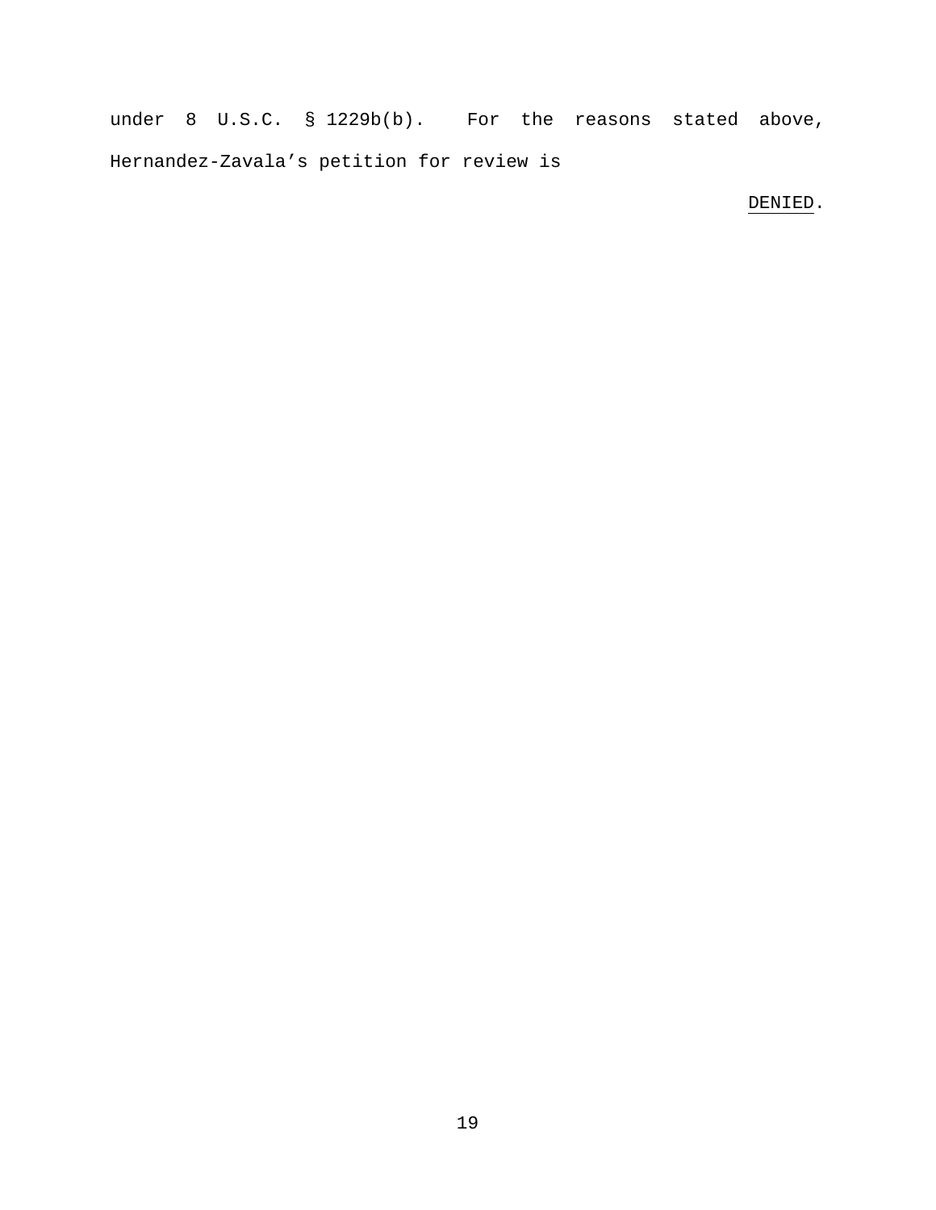under 8 U.S.C. § 1229b(b). For the reasons stated above, Hernandez-Zavala's petition for review is

DENIED.